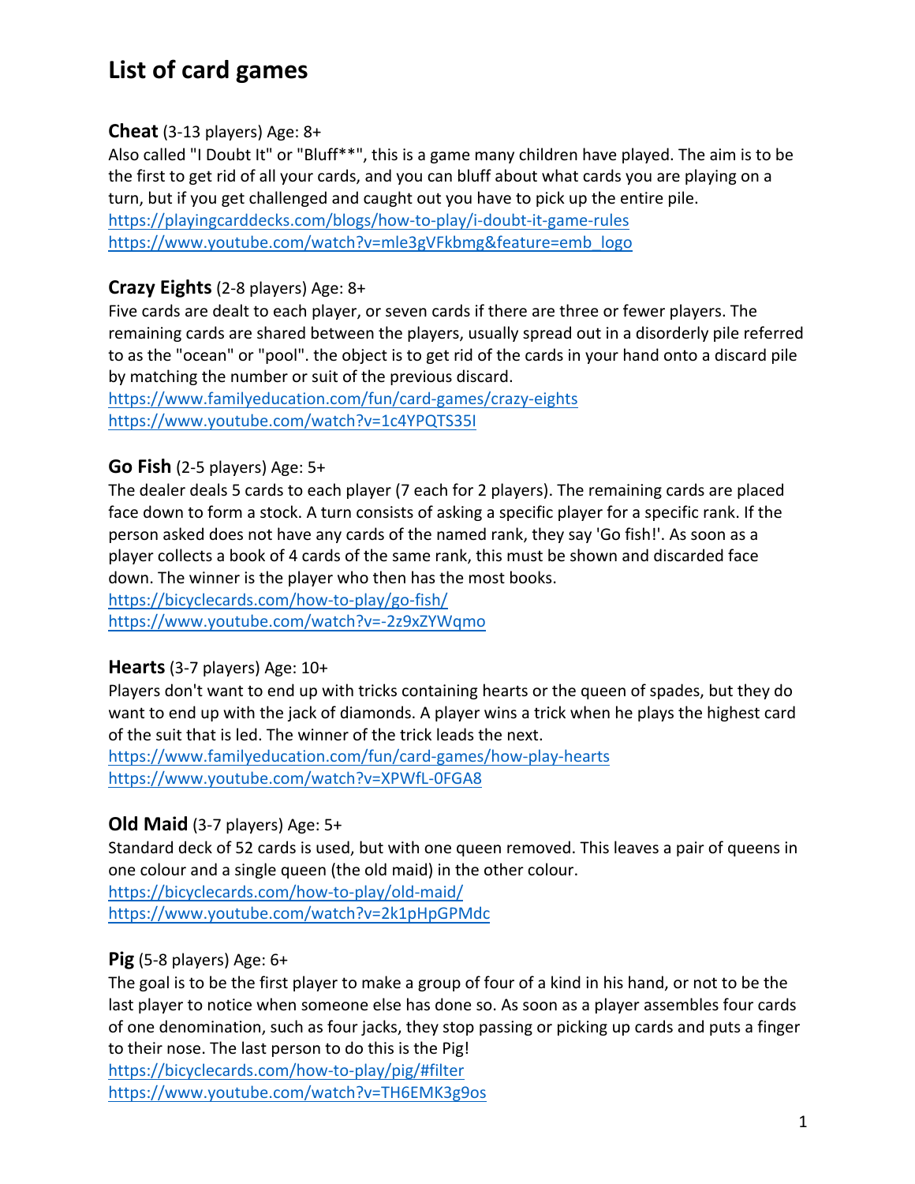# List of card games

**Cheat** (3-13 players) Age: 8+
Also called "I Doubt It" or "Bluff**", this is a game many children have played. The aim is to be the first to get rid of all your cards, and you can bluff about what cards you are playing on a turn, but if you get challenged and caught out you have to pick up the entire pile.
https://playingcarddecks.com/blogs/how-to-play/i-doubt-it-game-rules
https://www.youtube.com/watch?v=mle3gVFkbmg&feature=emb_logo

**Crazy Eights** (2-8 players) Age: 8+
Five cards are dealt to each player, or seven cards if there are three or fewer players. The remaining cards are shared between the players, usually spread out in a disorderly pile referred to as the "ocean" or "pool". the object is to get rid of the cards in your hand onto a discard pile by matching the number or suit of the previous discard.
https://www.familyeducation.com/fun/card-games/crazy-eights
https://www.youtube.com/watch?v=1c4YPQTS35I

**Go Fish** (2-5 players) Age: 5+
The dealer deals 5 cards to each player (7 each for 2 players). The remaining cards are placed face down to form a stock. A turn consists of asking a specific player for a specific rank. If the person asked does not have any cards of the named rank, they say 'Go fish!'. As soon as a player collects a book of 4 cards of the same rank, this must be shown and discarded face down. The winner is the player who then has the most books.
https://bicyclecards.com/how-to-play/go-fish/
https://www.youtube.com/watch?v=-2z9xZYWqmo

**Hearts** (3-7 players) Age: 10+
Players don't want to end up with tricks containing hearts or the queen of spades, but they do want to end up with the jack of diamonds. A player wins a trick when he plays the highest card of the suit that is led. The winner of the trick leads the next.
https://www.familyeducation.com/fun/card-games/how-play-hearts
https://www.youtube.com/watch?v=XPWfL-0FGA8

**Old Maid** (3-7 players) Age: 5+
Standard deck of 52 cards is used, but with one queen removed. This leaves a pair of queens in one colour and a single queen (the old maid) in the other colour.
https://bicyclecards.com/how-to-play/old-maid/
https://www.youtube.com/watch?v=2k1pHpGPMdc

**Pig** (5-8 players) Age: 6+
The goal is to be the first player to make a group of four of a kind in his hand, or not to be the last player to notice when someone else has done so. As soon as a player assembles four cards of one denomination, such as four jacks, they stop passing or picking up cards and puts a finger to their nose. The last person to do this is the Pig!
https://bicyclecards.com/how-to-play/pig/#filter
https://www.youtube.com/watch?v=TH6EMK3g9os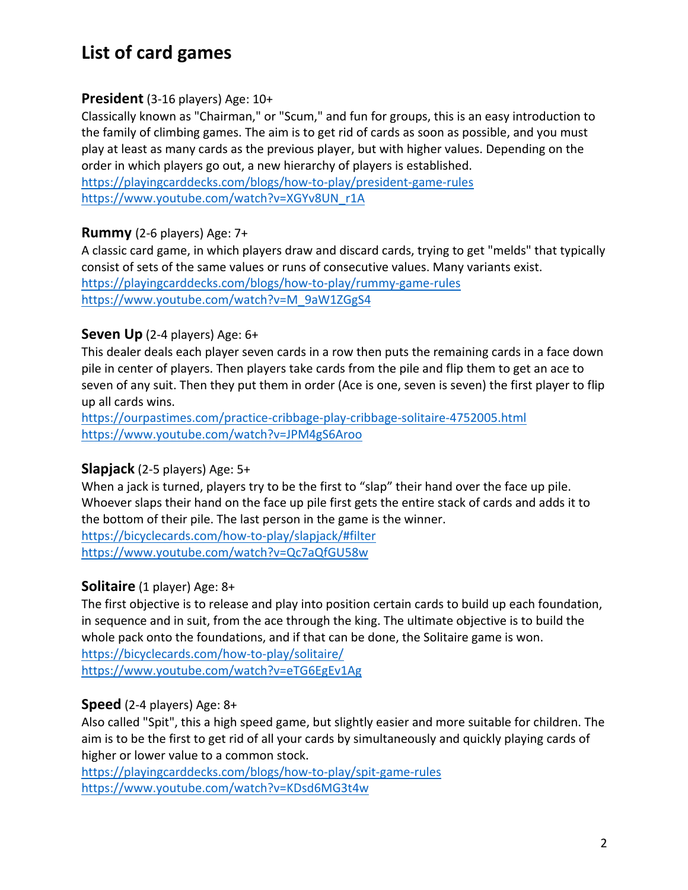# List of card games

## President (3-16 players) Age: 10+

Classically known as "Chairman," or "Scum," and fun for groups, this is an easy introduction to the family of climbing games. The aim is to get rid of cards as soon as possible, and you must play at least as many cards as the previous player, but with higher values. Depending on the order in which players go out, a new hierarchy of players is established.

https://playingcarddecks.com/blogs/how-to-play/president-game-rules
https://www.youtube.com/watch?v=XGYv8UN_r1A

## Rummy (2-6 players) Age: 7+

A classic card game, in which players draw and discard cards, trying to get "melds" that typically consist of sets of the same values or runs of consecutive values. Many variants exist.

https://playingcarddecks.com/blogs/how-to-play/rummy-game-rules
https://www.youtube.com/watch?v=M_9aW1ZGgS4

## Seven Up (2-4 players) Age: 6+

This dealer deals each player seven cards in a row then puts the remaining cards in a face down pile in center of players. Then players take cards from the pile and flip them to get an ace to seven of any suit. Then they put them in order (Ace is one, seven is seven) the first player to flip up all cards wins.

https://ourpastimes.com/practice-cribbage-play-cribbage-solitaire-4752005.html
https://www.youtube.com/watch?v=JPM4gS6Aroo

## Slapjack (2-5 players) Age: 5+

When a jack is turned, players try to be the first to "slap" their hand over the face up pile. Whoever slaps their hand on the face up pile first gets the entire stack of cards and adds it to the bottom of their pile. The last person in the game is the winner.

https://bicyclecards.com/how-to-play/slapjack/#filter
https://www.youtube.com/watch?v=Qc7aQfGU58w

## Solitaire (1 player) Age: 8+

The first objective is to release and play into position certain cards to build up each foundation, in sequence and in suit, from the ace through the king. The ultimate objective is to build the whole pack onto the foundations, and if that can be done, the Solitaire game is won.

https://bicyclecards.com/how-to-play/solitaire/
https://www.youtube.com/watch?v=eTG6EgEv1Ag

## Speed (2-4 players) Age: 8+

Also called "Spit", this a high speed game, but slightly easier and more suitable for children. The aim is to be the first to get rid of all your cards by simultaneously and quickly playing cards of higher or lower value to a common stock.

https://playingcarddecks.com/blogs/how-to-play/spit-game-rules
https://www.youtube.com/watch?v=KDsd6MG3t4w